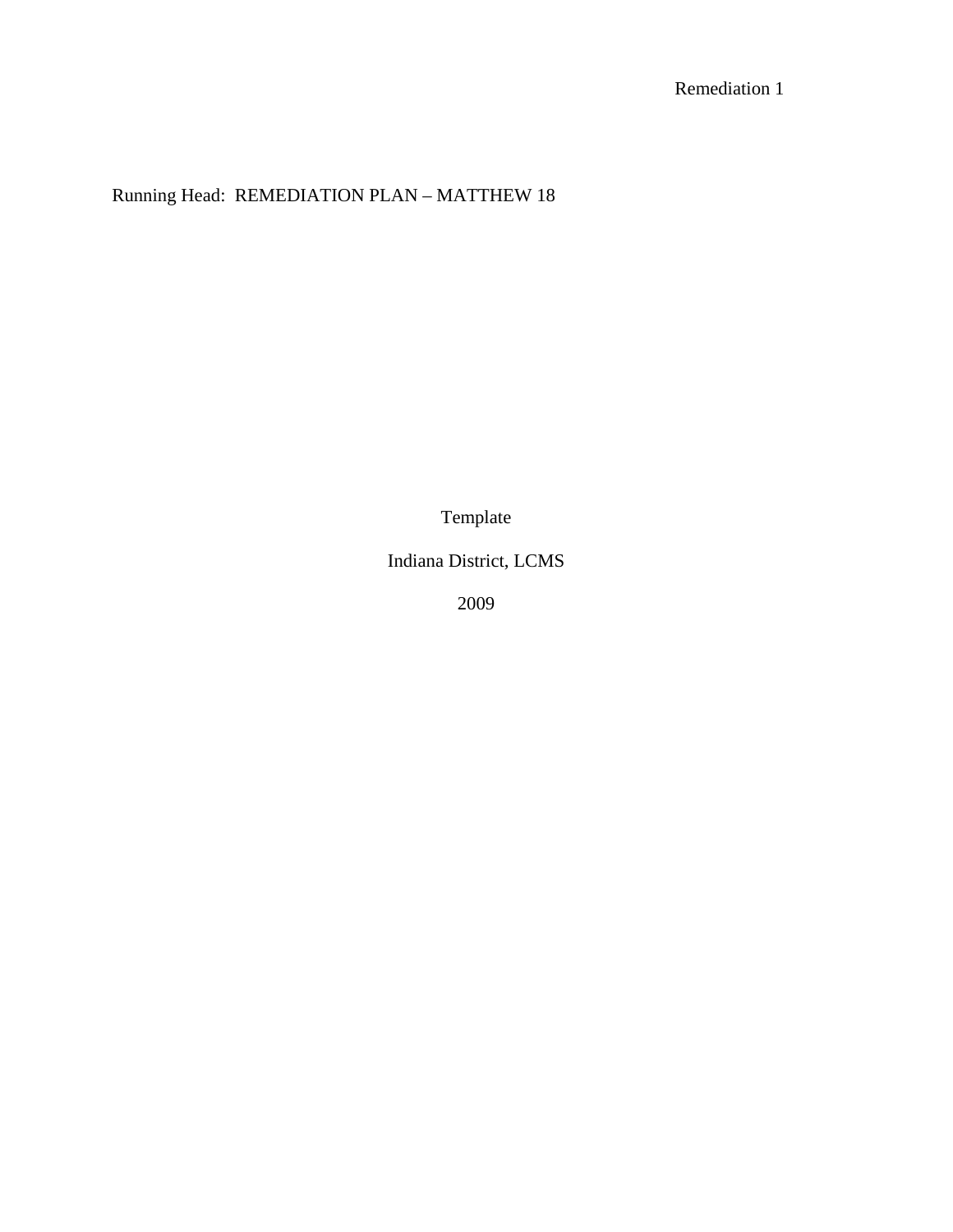Running Head: REMEDIATION PLAN – MATTHEW 18

Template

Indiana District, LCMS

2009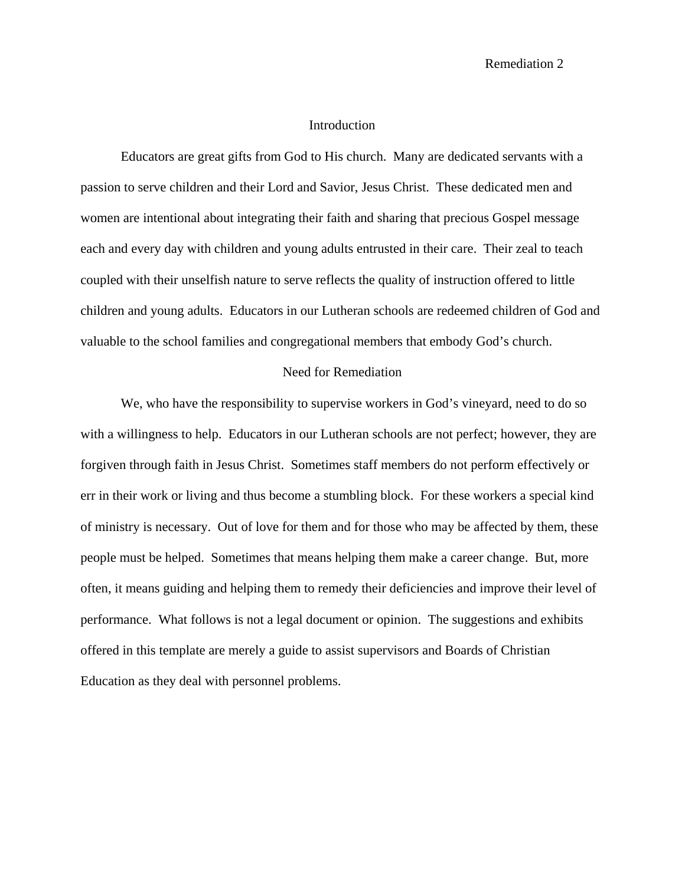## Introduction

Educators are great gifts from God to His church. Many are dedicated servants with a passion to serve children and their Lord and Savior, Jesus Christ. These dedicated men and women are intentional about integrating their faith and sharing that precious Gospel message each and every day with children and young adults entrusted in their care. Their zeal to teach coupled with their unselfish nature to serve reflects the quality of instruction offered to little children and young adults. Educators in our Lutheran schools are redeemed children of God and valuable to the school families and congregational members that embody God's church.

## Need for Remediation

We, who have the responsibility to supervise workers in God's vineyard, need to do so with a willingness to help. Educators in our Lutheran schools are not perfect; however, they are forgiven through faith in Jesus Christ. Sometimes staff members do not perform effectively or err in their work or living and thus become a stumbling block. For these workers a special kind of ministry is necessary. Out of love for them and for those who may be affected by them, these people must be helped. Sometimes that means helping them make a career change. But, more often, it means guiding and helping them to remedy their deficiencies and improve their level of performance. What follows is not a legal document or opinion. The suggestions and exhibits offered in this template are merely a guide to assist supervisors and Boards of Christian Education as they deal with personnel problems.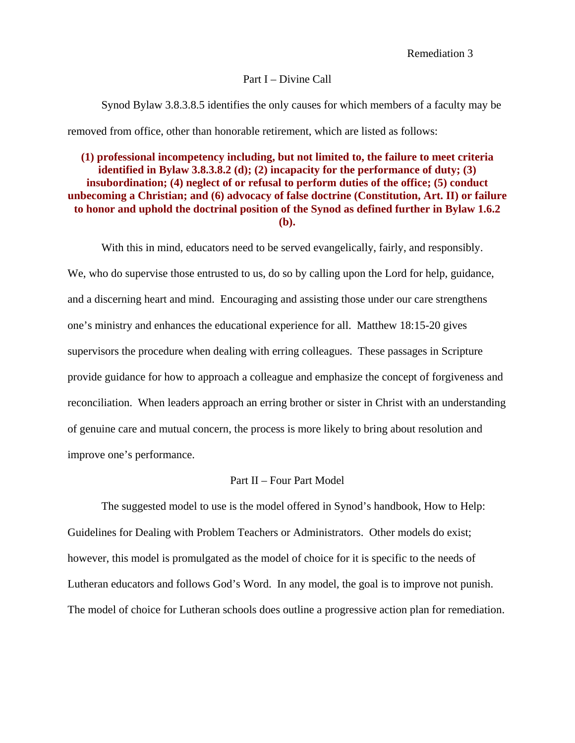## Part I – Divine Call

Synod Bylaw 3.8.3.8.5 identifies the only causes for which members of a faculty may be removed from office, other than honorable retirement, which are listed as follows:

> **(1) professional incompetency including, but not limited to, the failure to meet criteria identified in Bylaw 3.8.3.8.2 (d); (2) incapacity for the performance of duty; (3) insubordination; (4) neglect of or refusal to perform duties of the office; (5) conduct unbecoming a Christian; and (6) advocacy of false doctrine (Constitution, Art. II) or failure to honor and uphold the doctrinal position of the Synod as defined further in Bylaw 1.6.2 (b).**

With this in mind, educators need to be served evangelically, fairly, and responsibly. We, who do supervise those entrusted to us, do so by calling upon the Lord for help, guidance, and a discerning heart and mind. Encouraging and assisting those under our care strengthens one's ministry and enhances the educational experience for all. Matthew 18:15-20 gives supervisors the procedure when dealing with erring colleagues. These passages in Scripture provide guidance for how to approach a colleague and emphasize the concept of forgiveness and reconciliation. When leaders approach an erring brother or sister in Christ with an understanding of genuine care and mutual concern, the process is more likely to bring about resolution and improve one's performance.

## Part II – Four Part Model

The suggested model to use is the model offered in Synod's handbook, How to Help: Guidelines for Dealing with Problem Teachers or Administrators. Other models do exist; however, this model is promulgated as the model of choice for it is specific to the needs of Lutheran educators and follows God's Word. In any model, the goal is to improve not punish. The model of choice for Lutheran schools does outline a progressive action plan for remediation.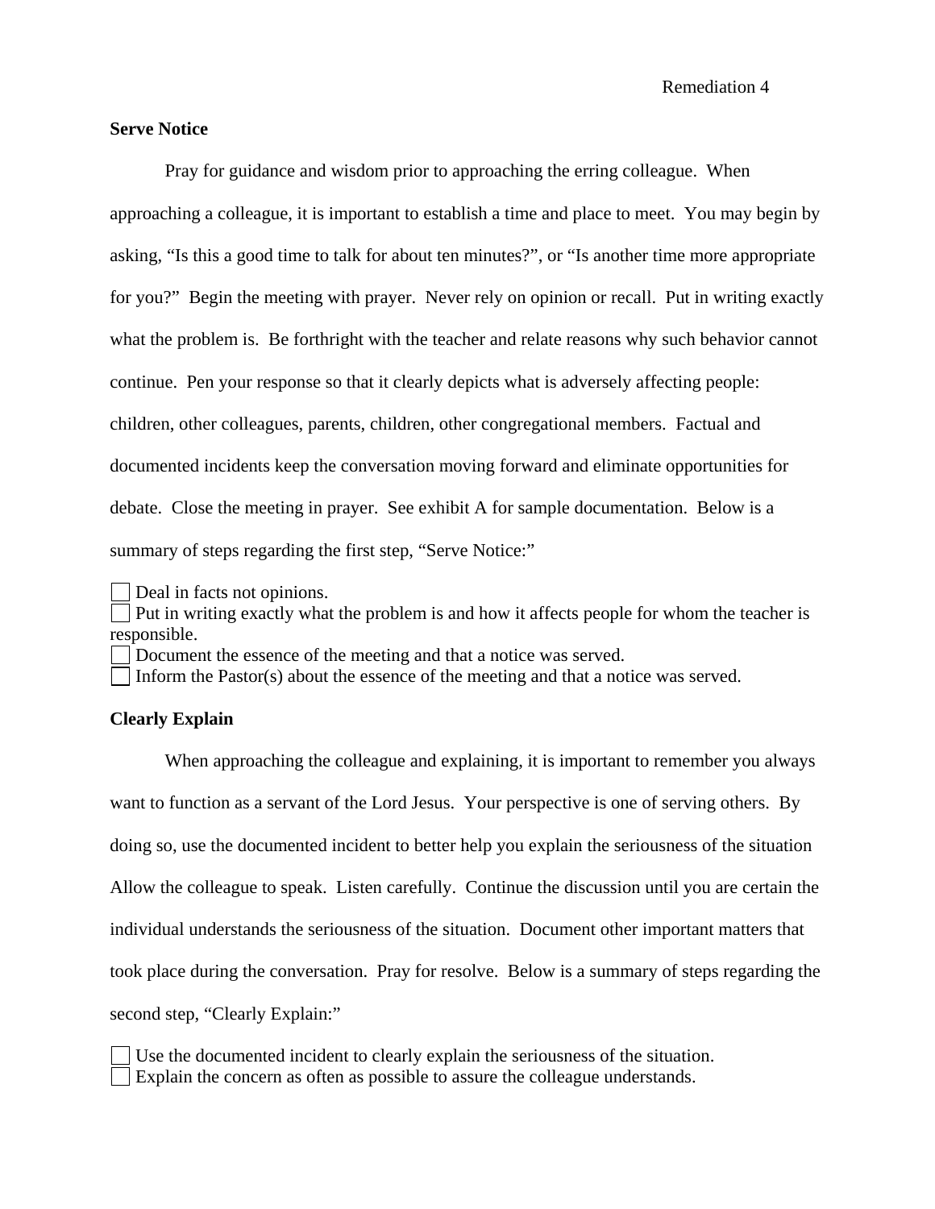**Serve Notice**

Pray for guidance and wisdom prior to approaching the erring colleague. When approaching a colleague, it is important to establish a time and place to meet. You may begin by asking, "Is this a good time to talk for about ten minutes?", or "Is another time more appropriate for you?" Begin the meeting with prayer. Never rely on opinion or recall. Put in writing exactly what the problem is. Be forthright with the teacher and relate reasons why such behavior cannot continue. Pen your response so that it clearly depicts what is adversely affecting people: children, other colleagues, parents, children, other congregational members. Factual and documented incidents keep the conversation moving forward and eliminate opportunities for debate. Close the meeting in prayer. See exhibit A for sample documentation. Below is a summary of steps regarding the first step, "Serve Notice:"

- [ ] Deal in facts not opinions.
- [ ] Put in writing exactly what the problem is and how it affects people for whom the teacher is responsible.
- [ ] Document the essence of the meeting and that a notice was served.
- [ ] Inform the Pastor(s) about the essence of the meeting and that a notice was served.

**Clearly Explain**

When approaching the colleague and explaining, it is important to remember you always want to function as a servant of the Lord Jesus. Your perspective is one of serving others. By doing so, use the documented incident to better help you explain the seriousness of the situation Allow the colleague to speak. Listen carefully. Continue the discussion until you are certain the individual understands the seriousness of the situation. Document other important matters that took place during the conversation. Pray for resolve. Below is a summary of steps regarding the second step, "Clearly Explain:"

- [ ] Use the documented incident to clearly explain the seriousness of the situation.
- [ ] Explain the concern as often as possible to assure the colleague understands.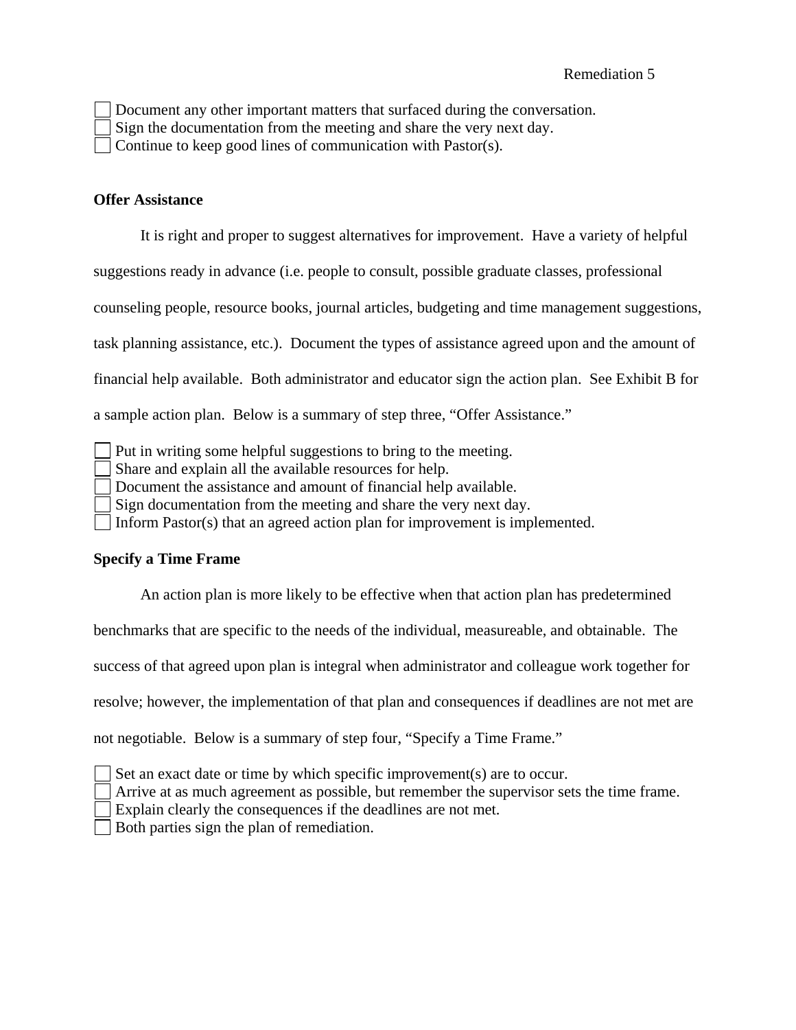- [ ] Document any other important matters that surfaced during the conversation.
- [ ] Sign the documentation from the meeting and share the very next day.
- [ ] Continue to keep good lines of communication with Pastor(s).

**Offer Assistance**

It is right and proper to suggest alternatives for improvement. Have a variety of helpful suggestions ready in advance (i.e. people to consult, possible graduate classes, professional counseling people, resource books, journal articles, budgeting and time management suggestions, task planning assistance, etc.). Document the types of assistance agreed upon and the amount of financial help available. Both administrator and educator sign the action plan. See Exhibit B for a sample action plan. Below is a summary of step three, "Offer Assistance."

- [ ] Put in writing some helpful suggestions to bring to the meeting.
- [ ] Share and explain all the available resources for help.
- [ ] Document the assistance and amount of financial help available.
- [ ] Sign documentation from the meeting and share the very next day.
- [ ] Inform Pastor(s) that an agreed action plan for improvement is implemented.

**Specify a Time Frame**

An action plan is more likely to be effective when that action plan has predetermined benchmarks that are specific to the needs of the individual, measureable, and obtainable. The success of that agreed upon plan is integral when administrator and colleague work together for resolve; however, the implementation of that plan and consequences if deadlines are not met are not negotiable. Below is a summary of step four, "Specify a Time Frame."

- [ ] Set an exact date or time by which specific improvement(s) are to occur.
- [ ] Arrive at as much agreement as possible, but remember the supervisor sets the time frame.
- [ ] Explain clearly the consequences if the deadlines are not met.
- [ ] Both parties sign the plan of remediation.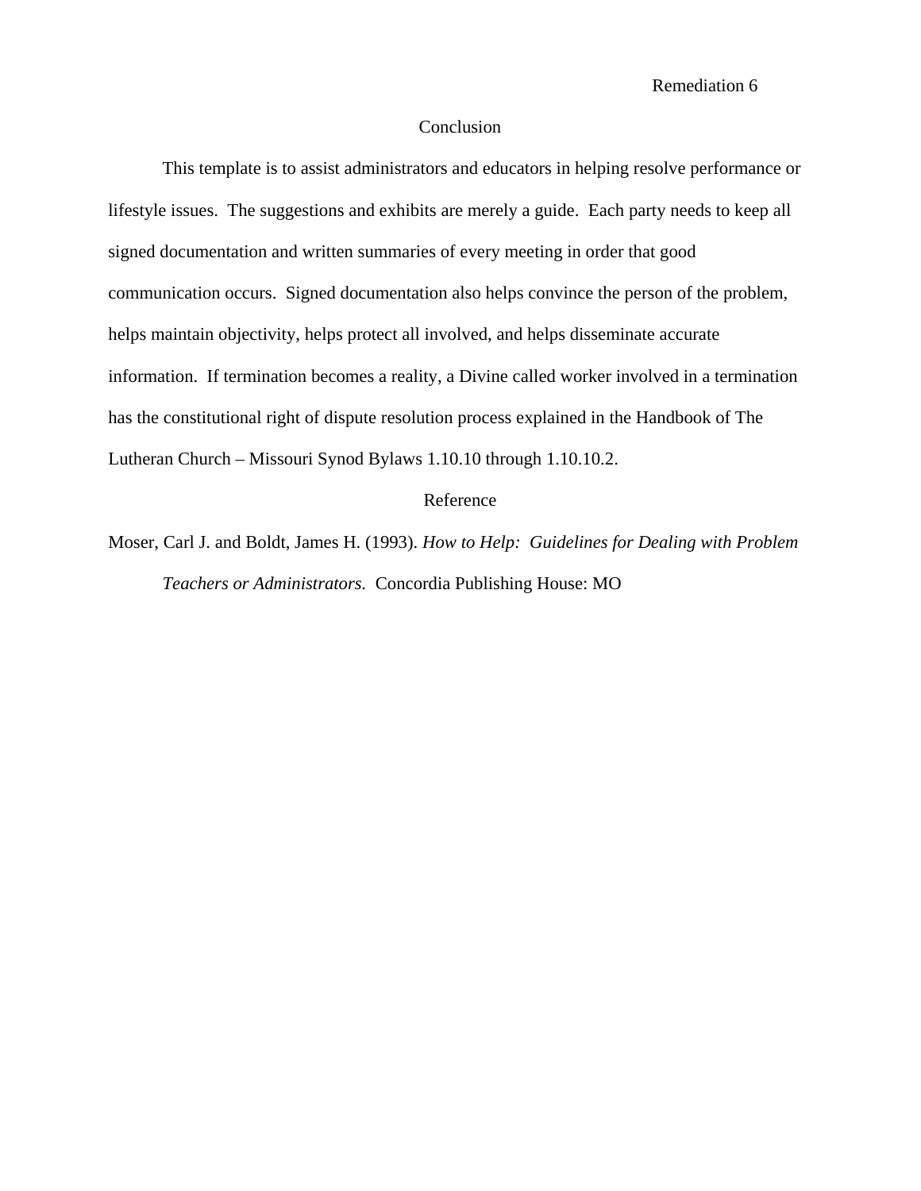## Conclusion

This template is to assist administrators and educators in helping resolve performance or lifestyle issues. The suggestions and exhibits are merely a guide. Each party needs to keep all signed documentation and written summaries of every meeting in order that good communication occurs. Signed documentation also helps convince the person of the problem, helps maintain objectivity, helps protect all involved, and helps disseminate accurate information. If termination becomes a reality, a Divine called worker involved in a termination has the constitutional right of dispute resolution process explained in the Handbook of The Lutheran Church – Missouri Synod Bylaws 1.10.10 through 1.10.10.2.

## Reference

Moser, Carl J. and Boldt, James H. (1993). *How to Help: Guidelines for Dealing with Problem Teachers or Administrators.* Concordia Publishing House: MO